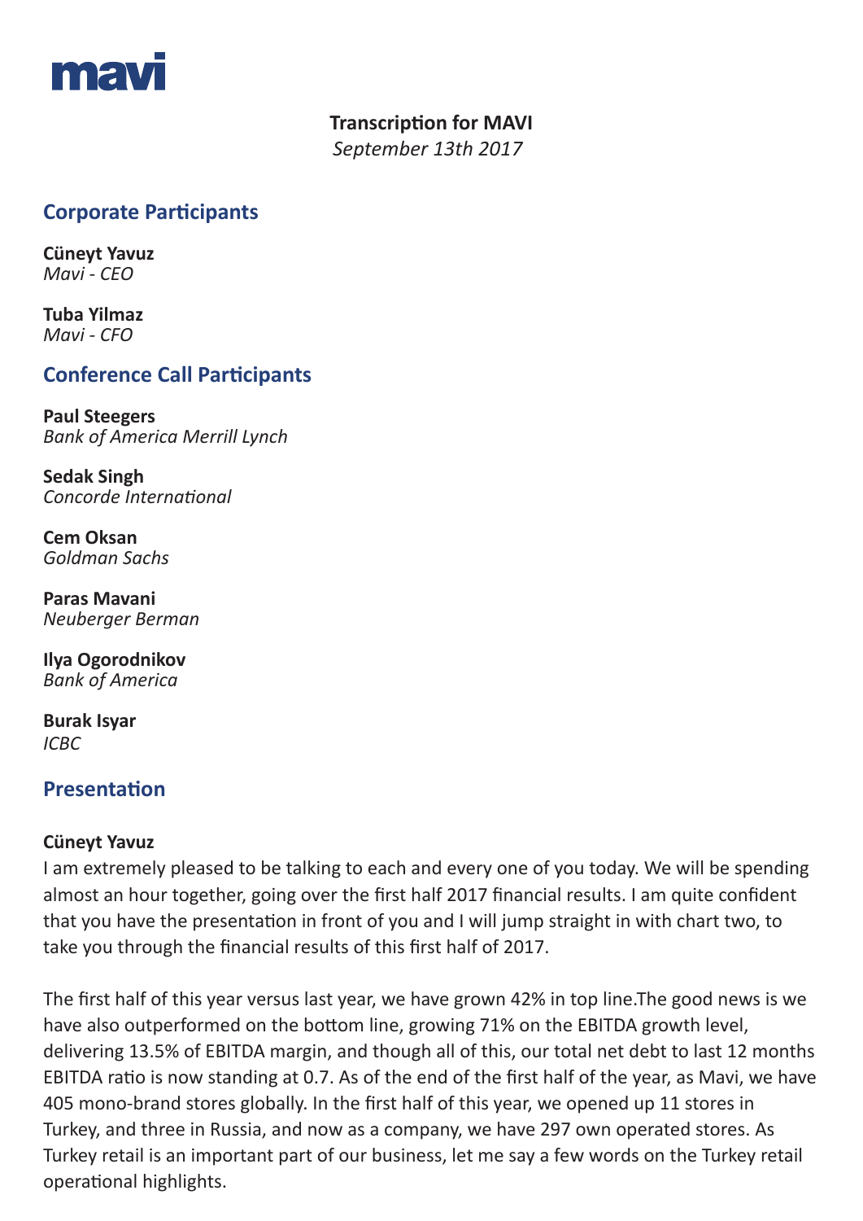**mavi**

**Transcription for MAVI**
*September 13th 2017*

## Corporate Participants

**Cüneyt Yavuz**
*Mavi - CEO*

**Tuba Yilmaz**
*Mavi - CFO*

## Conference Call Participants

**Paul Steegers**
*Bank of America Merrill Lynch*

**Sedak Singh**
*Concorde International*

**Cem Oksan**
*Goldman Sachs*

**Paras Mavani**
*Neuberger Berman*

**Ilya Ogorodnikov**
*Bank of America*

**Burak Isyar**
*ICBC*

## Presentation

**Cüneyt Yavuz**
I am extremely pleased to be talking to each and every one of you today. We will be spending almost an hour together, going over the first half 2017 financial results. I am quite confident that you have the presentation in front of you and I will jump straight in with chart two, to take you through the financial results of this first half of 2017.

The first half of this year versus last year, we have grown 42% in top line.The good news is we have also outperformed on the bottom line, growing 71% on the EBITDA growth level, delivering 13.5% of EBITDA margin, and though all of this, our total net debt to last 12 months EBITDA ratio is now standing at 0.7. As of the end of the first half of the year, as Mavi, we have 405 mono-brand stores globally. In the first half of this year, we opened up 11 stores in Turkey, and three in Russia, and now as a company, we have 297 own operated stores. As Turkey retail is an important part of our business, let me say a few words on the Turkey retail operational highlights.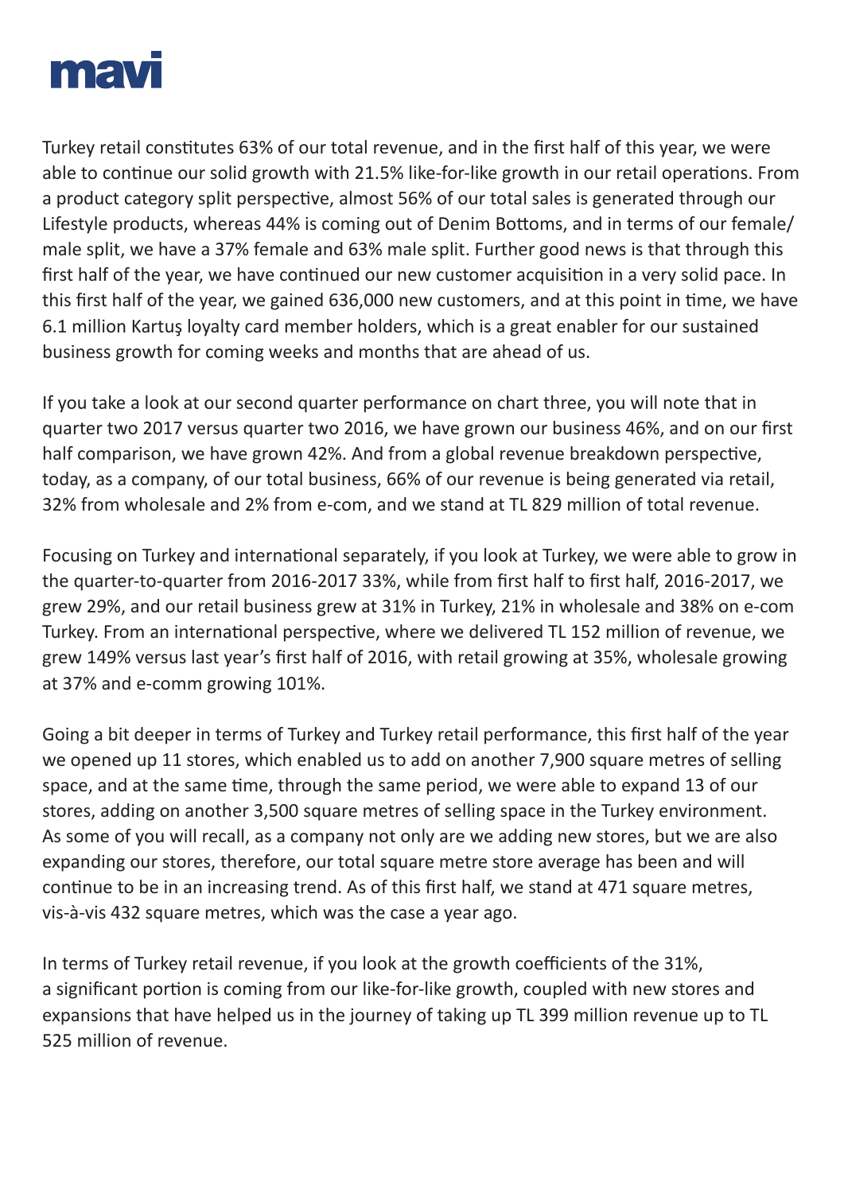Turkey retail constitutes 63% of our total revenue, and in the first half of this year, we were able to continue our solid growth with 21.5% like-for-like growth in our retail operations. From a product category split perspective, almost 56% of our total sales is generated through our Lifestyle products, whereas 44% is coming out of Denim Bottoms, and in terms of our female/male split, we have a 37% female and 63% male split. Further good news is that through this first half of the year, we have continued our new customer acquisition in a very solid pace. In this first half of the year, we gained 636,000 new customers, and at this point in time, we have 6.1 million Kartuş loyalty card member holders, which is a great enabler for our sustained business growth for coming weeks and months that are ahead of us.

If you take a look at our second quarter performance on chart three, you will note that in quarter two 2017 versus quarter two 2016, we have grown our business 46%, and on our first half comparison, we have grown 42%. And from a global revenue breakdown perspective, today, as a company, of our total business, 66% of our revenue is being generated via retail, 32% from wholesale and 2% from e-com, and we stand at TL 829 million of total revenue.

Focusing on Turkey and international separately, if you look at Turkey, we were able to grow in the quarter-to-quarter from 2016-2017 33%, while from first half to first half, 2016-2017, we grew 29%, and our retail business grew at 31% in Turkey, 21% in wholesale and 38% on e-com Turkey. From an international perspective, where we delivered TL 152 million of revenue, we grew 149% versus last year's first half of 2016, with retail growing at 35%, wholesale growing at 37% and e-comm growing 101%.

Going a bit deeper in terms of Turkey and Turkey retail performance, this first half of the year we opened up 11 stores, which enabled us to add on another 7,900 square metres of selling space, and at the same time, through the same period, we were able to expand 13 of our stores, adding on another 3,500 square metres of selling space in the Turkey environment. As some of you will recall, as a company not only are we adding new stores, but we are also expanding our stores, therefore, our total square metre store average has been and will continue to be in an increasing trend. As of this first half, we stand at 471 square metres, vis-à-vis 432 square metres, which was the case a year ago.

In terms of Turkey retail revenue, if you look at the growth coefficients of the 31%, a significant portion is coming from our like-for-like growth, coupled with new stores and expansions that have helped us in the journey of taking up TL 399 million revenue up to TL 525 million of revenue.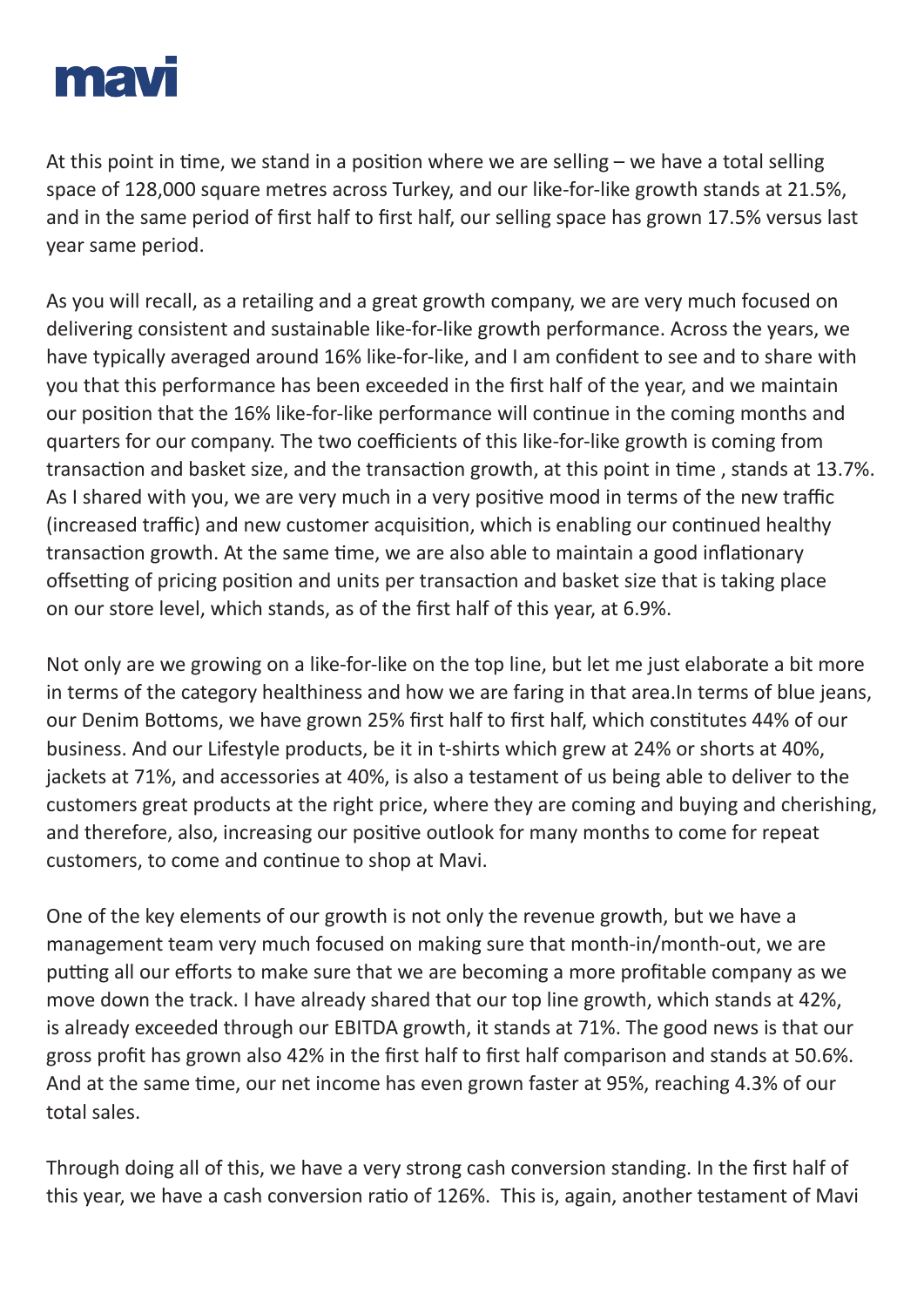At this point in time, we stand in a position where we are selling – we have a total selling space of 128,000 square metres across Turkey, and our like-for-like growth stands at 21.5%, and in the same period of first half to first half, our selling space has grown 17.5% versus last year same period.

As you will recall, as a retailing and a great growth company, we are very much focused on delivering consistent and sustainable like-for-like growth performance. Across the years, we have typically averaged around 16% like-for-like, and I am confident to see and to share with you that this performance has been exceeded in the first half of the year, and we maintain our position that the 16% like-for-like performance will continue in the coming months and quarters for our company. The two coefficients of this like-for-like growth is coming from transaction and basket size, and the transaction growth, at this point in time , stands at 13.7%. As I shared with you, we are very much in a very positive mood in terms of the new traffic (increased traffic) and new customer acquisition, which is enabling our continued healthy transaction growth. At the same time, we are also able to maintain a good inflationary offsetting of pricing position and units per transaction and basket size that is taking place on our store level, which stands, as of the first half of this year, at 6.9%.

Not only are we growing on a like-for-like on the top line, but let me just elaborate a bit more in terms of the category healthiness and how we are faring in that area.In terms of blue jeans, our Denim Bottoms, we have grown 25% first half to first half, which constitutes 44% of our business. And our Lifestyle products, be it in t-shirts which grew at 24% or shorts at 40%, jackets at 71%, and accessories at 40%, is also a testament of us being able to deliver to the customers great products at the right price, where they are coming and buying and cherishing, and therefore, also, increasing our positive outlook for many months to come for repeat customers, to come and continue to shop at Mavi.

One of the key elements of our growth is not only the revenue growth, but we have a management team very much focused on making sure that month-in/month-out, we are putting all our efforts to make sure that we are becoming a more profitable company as we move down the track. I have already shared that our top line growth, which stands at 42%, is already exceeded through our EBITDA growth, it stands at 71%. The good news is that our gross profit has grown also 42% in the first half to first half comparison and stands at 50.6%. And at the same time, our net income has even grown faster at 95%, reaching 4.3% of our total sales.

Through doing all of this, we have a very strong cash conversion standing. In the first half of this year, we have a cash conversion ratio of 126%. This is, again, another testament of Mavi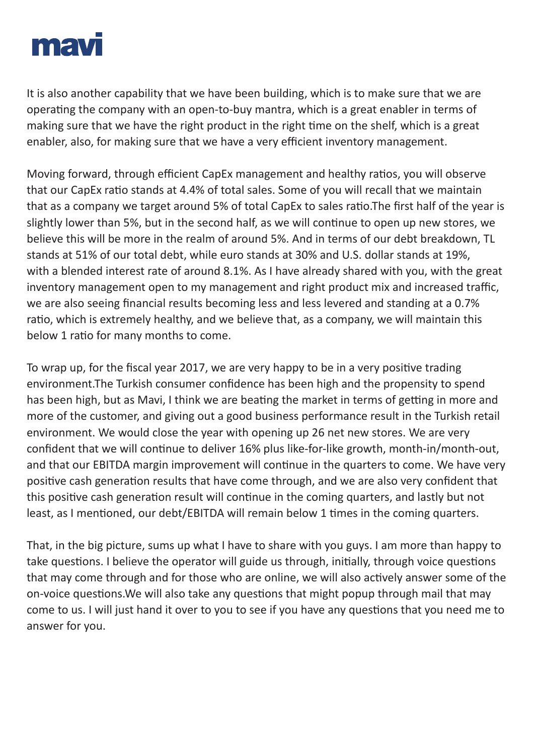It is also another capability that we have been building, which is to make sure that we are operating the company with an open-to-buy mantra, which is a great enabler in terms of making sure that we have the right product in the right time on the shelf, which is a great enabler, also, for making sure that we have a very efficient inventory management.

Moving forward, through efficient CapEx management and healthy ratios, you will observe that our CapEx ratio stands at 4.4% of total sales. Some of you will recall that we maintain that as a company we target around 5% of total CapEx to sales ratio.The first half of the year is slightly lower than 5%, but in the second half, as we will continue to open up new stores, we believe this will be more in the realm of around 5%. And in terms of our debt breakdown, TL stands at 51% of our total debt, while euro stands at 30% and U.S. dollar stands at 19%, with a blended interest rate of around 8.1%. As I have already shared with you, with the great inventory management open to my management and right product mix and increased traffic, we are also seeing financial results becoming less and less levered and standing at a 0.7% ratio, which is extremely healthy, and we believe that, as a company, we will maintain this below 1 ratio for many months to come.

To wrap up, for the fiscal year 2017, we are very happy to be in a very positive trading environment.The Turkish consumer confidence has been high and the propensity to spend has been high, but as Mavi, I think we are beating the market in terms of getting in more and more of the customer, and giving out a good business performance result in the Turkish retail environment. We would close the year with opening up 26 net new stores. We are very confident that we will continue to deliver 16% plus like-for-like growth, month-in/month-out, and that our EBITDA margin improvement will continue in the quarters to come. We have very positive cash generation results that have come through, and we are also very confident that this positive cash generation result will continue in the coming quarters, and lastly but not least, as I mentioned, our debt/EBITDA will remain below 1 times in the coming quarters.

That, in the big picture, sums up what I have to share with you guys. I am more than happy to take questions. I believe the operator will guide us through, initially, through voice questions that may come through and for those who are online, we will also actively answer some of the on-voice questions.We will also take any questions that might popup through mail that may come to us. I will just hand it over to you to see if you have any questions that you need me to answer for you.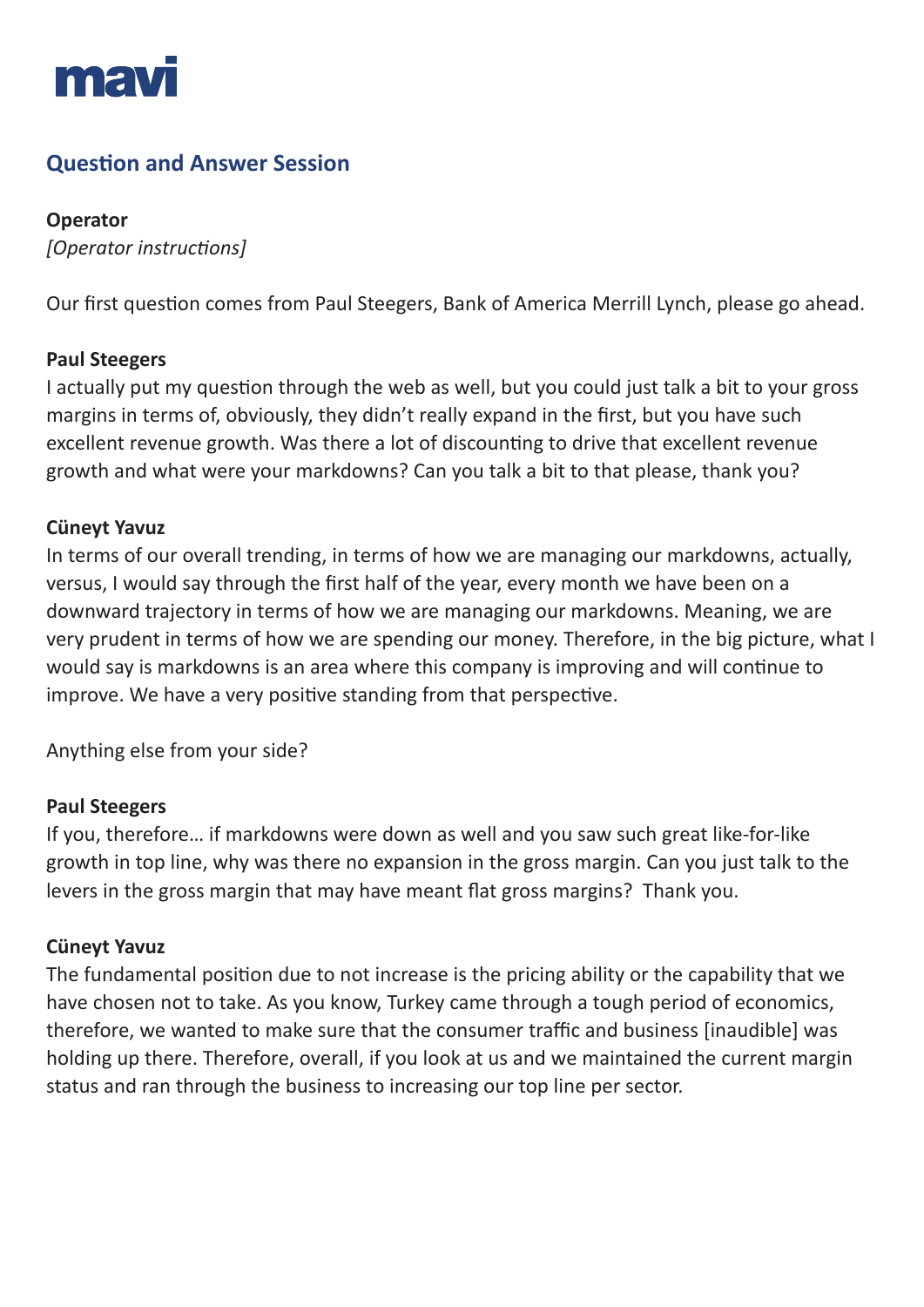## Question and Answer Session

**Operator**
*[Operator instructions]*

Our first question comes from Paul Steegers, Bank of America Merrill Lynch, please go ahead.

**Paul Steegers**
I actually put my question through the web as well, but you could just talk a bit to your gross margins in terms of, obviously, they didn't really expand in the first, but you have such excellent revenue growth. Was there a lot of discounting to drive that excellent revenue growth and what were your markdowns? Can you talk a bit to that please, thank you?

**Cüneyt Yavuz**
In terms of our overall trending, in terms of how we are managing our markdowns, actually, versus, I would say through the first half of the year, every month we have been on a downward trajectory in terms of how we are managing our markdowns. Meaning, we are very prudent in terms of how we are spending our money. Therefore, in the big picture, what I would say is markdowns is an area where this company is improving and will continue to improve. We have a very positive standing from that perspective.

Anything else from your side?

**Paul Steegers**
If you, therefore… if markdowns were down as well and you saw such great like-for-like growth in top line, why was there no expansion in the gross margin. Can you just talk to the levers in the gross margin that may have meant flat gross margins? Thank you.

**Cüneyt Yavuz**
The fundamental position due to not increase is the pricing ability or the capability that we have chosen not to take. As you know, Turkey came through a tough period of economics, therefore, we wanted to make sure that the consumer traffic and business [inaudible] was holding up there. Therefore, overall, if you look at us and we maintained the current margin status and ran through the business to increasing our top line per sector.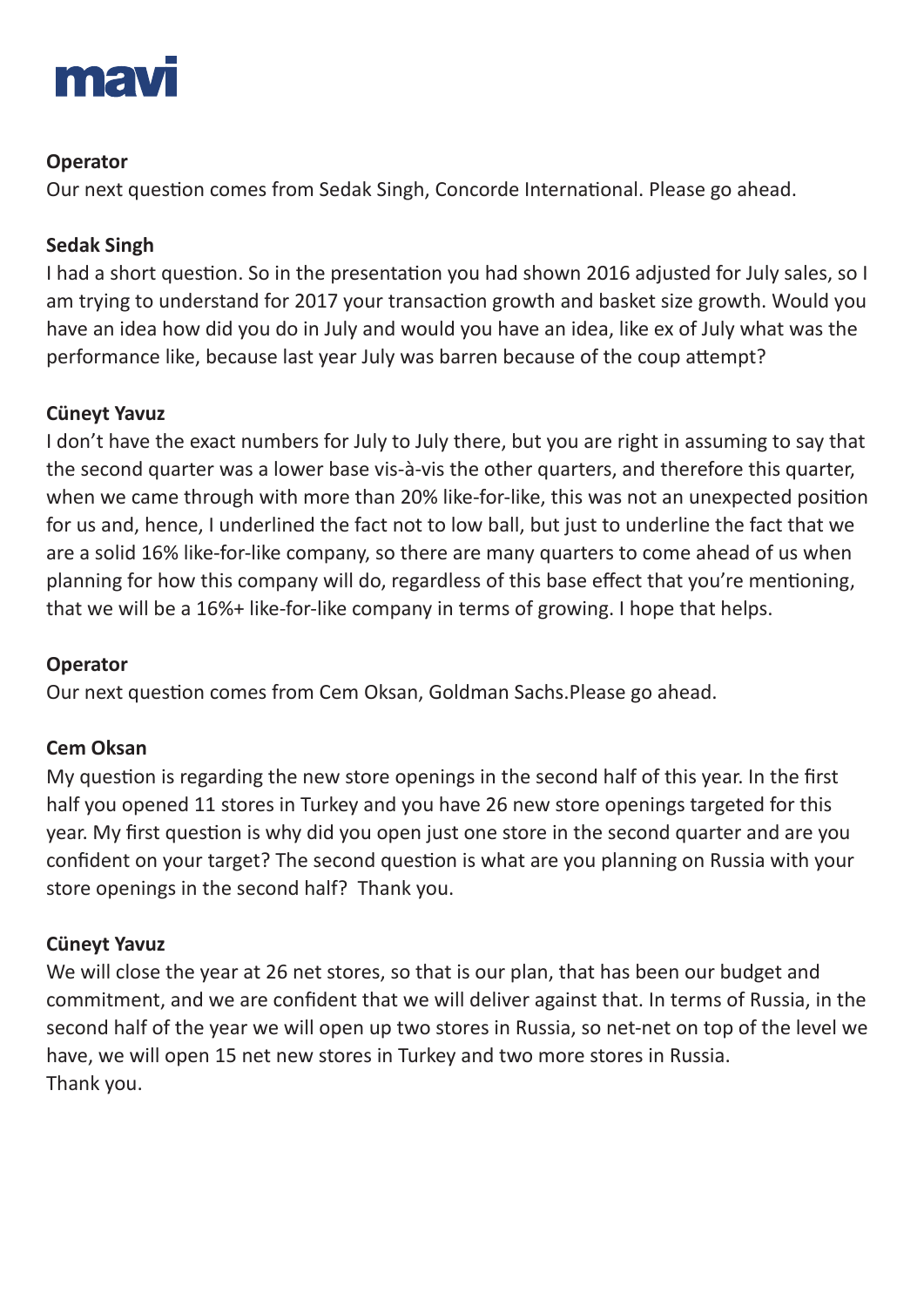**Operator**
Our next question comes from Sedak Singh, Concorde International. Please go ahead.

**Sedak Singh**
I had a short question. So in the presentation you had shown 2016 adjusted for July sales, so I am trying to understand for 2017 your transaction growth and basket size growth. Would you have an idea how did you do in July and would you have an idea, like ex of July what was the performance like, because last year July was barren because of the coup attempt?

**Cüneyt Yavuz**
I don't have the exact numbers for July to July there, but you are right in assuming to say that the second quarter was a lower base vis-à-vis the other quarters, and therefore this quarter, when we came through with more than 20% like-for-like, this was not an unexpected position for us and, hence, I underlined the fact not to low ball, but just to underline the fact that we are a solid 16% like-for-like company, so there are many quarters to come ahead of us when planning for how this company will do, regardless of this base effect that you're mentioning, that we will be a 16%+ like-for-like company in terms of growing. I hope that helps.

**Operator**
Our next question comes from Cem Oksan, Goldman Sachs.Please go ahead.

**Cem Oksan**
My question is regarding the new store openings in the second half of this year. In the first half you opened 11 stores in Turkey and you have 26 new store openings targeted for this year. My first question is why did you open just one store in the second quarter and are you confident on your target? The second question is what are you planning on Russia with your store openings in the second half? Thank you.

**Cüneyt Yavuz**
We will close the year at 26 net stores, so that is our plan, that has been our budget and commitment, and we are confident that we will deliver against that. In terms of Russia, in the second half of the year we will open up two stores in Russia, so net-net on top of the level we have, we will open 15 net new stores in Turkey and two more stores in Russia.
Thank you.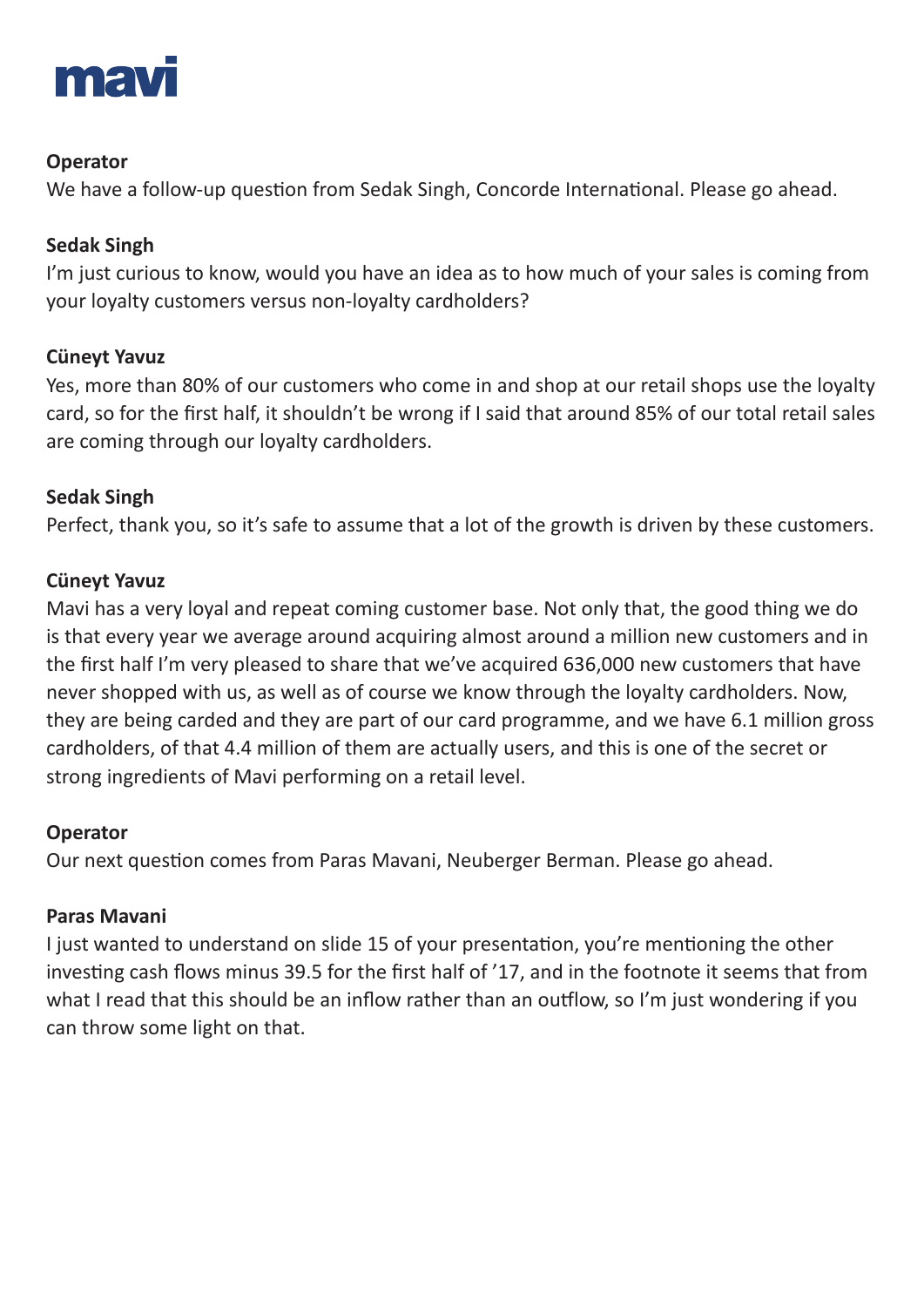**Operator**

We have a follow-up question from Sedak Singh, Concorde International. Please go ahead.

**Sedak Singh**

I'm just curious to know, would you have an idea as to how much of your sales is coming from your loyalty customers versus non-loyalty cardholders?

**Cüneyt Yavuz**

Yes, more than 80% of our customers who come in and shop at our retail shops use the loyalty card, so for the first half, it shouldn't be wrong if I said that around 85% of our total retail sales are coming through our loyalty cardholders.

**Sedak Singh**

Perfect, thank you, so it's safe to assume that a lot of the growth is driven by these customers.

**Cüneyt Yavuz**

Mavi has a very loyal and repeat coming customer base. Not only that, the good thing we do is that every year we average around acquiring almost around a million new customers and in the first half I'm very pleased to share that we've acquired 636,000 new customers that have never shopped with us, as well as of course we know through the loyalty cardholders. Now, they are being carded and they are part of our card programme, and we have 6.1 million gross cardholders, of that 4.4 million of them are actually users, and this is one of the secret or strong ingredients of Mavi performing on a retail level.

**Operator**

Our next question comes from Paras Mavani, Neuberger Berman. Please go ahead.

**Paras Mavani**

I just wanted to understand on slide 15 of your presentation, you're mentioning the other investing cash flows minus 39.5 for the first half of '17, and in the footnote it seems that from what I read that this should be an inflow rather than an outflow, so I'm just wondering if you can throw some light on that.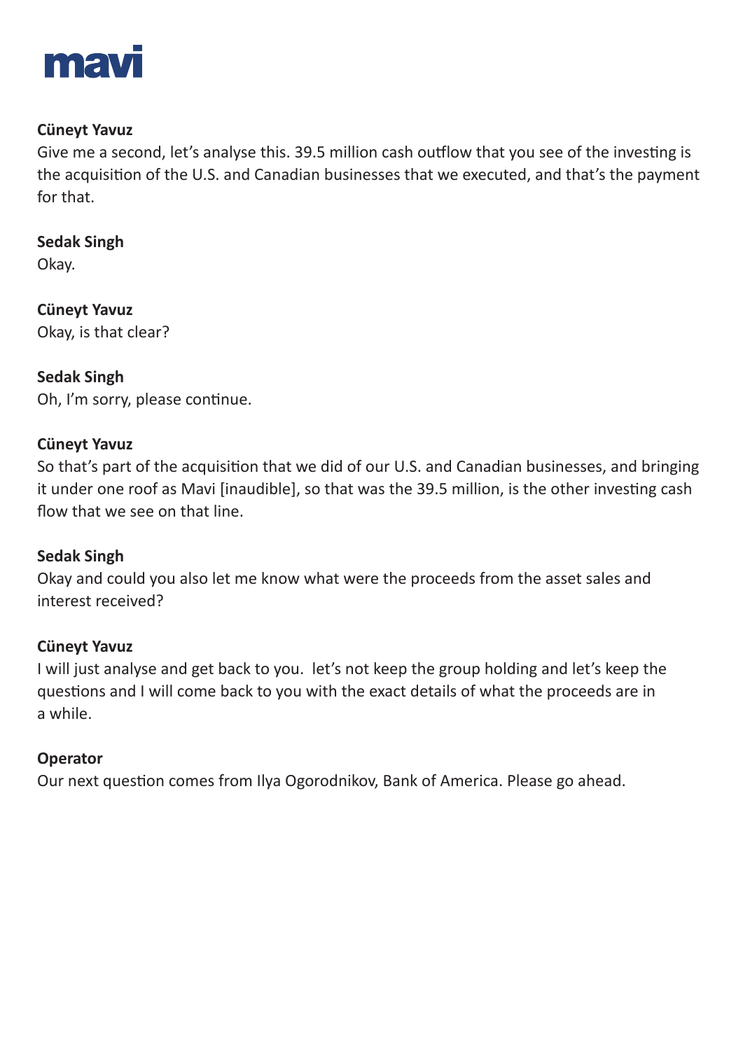**Cüneyt Yavuz**
Give me a second, let's analyse this. 39.5 million cash outflow that you see of the investing is the acquisition of the U.S. and Canadian businesses that we executed, and that's the payment for that.

**Sedak Singh**
Okay.

**Cüneyt Yavuz**
Okay, is that clear?

**Sedak Singh**
Oh, I'm sorry, please continue.

**Cüneyt Yavuz**
So that's part of the acquisition that we did of our U.S. and Canadian businesses, and bringing it under one roof as Mavi [inaudible], so that was the 39.5 million, is the other investing cash flow that we see on that line.

**Sedak Singh**
Okay and could you also let me know what were the proceeds from the asset sales and interest received?

**Cüneyt Yavuz**
I will just analyse and get back to you. let's not keep the group holding and let's keep the questions and I will come back to you with the exact details of what the proceeds are in a while.

**Operator**
Our next question comes from Ilya Ogorodnikov, Bank of America. Please go ahead.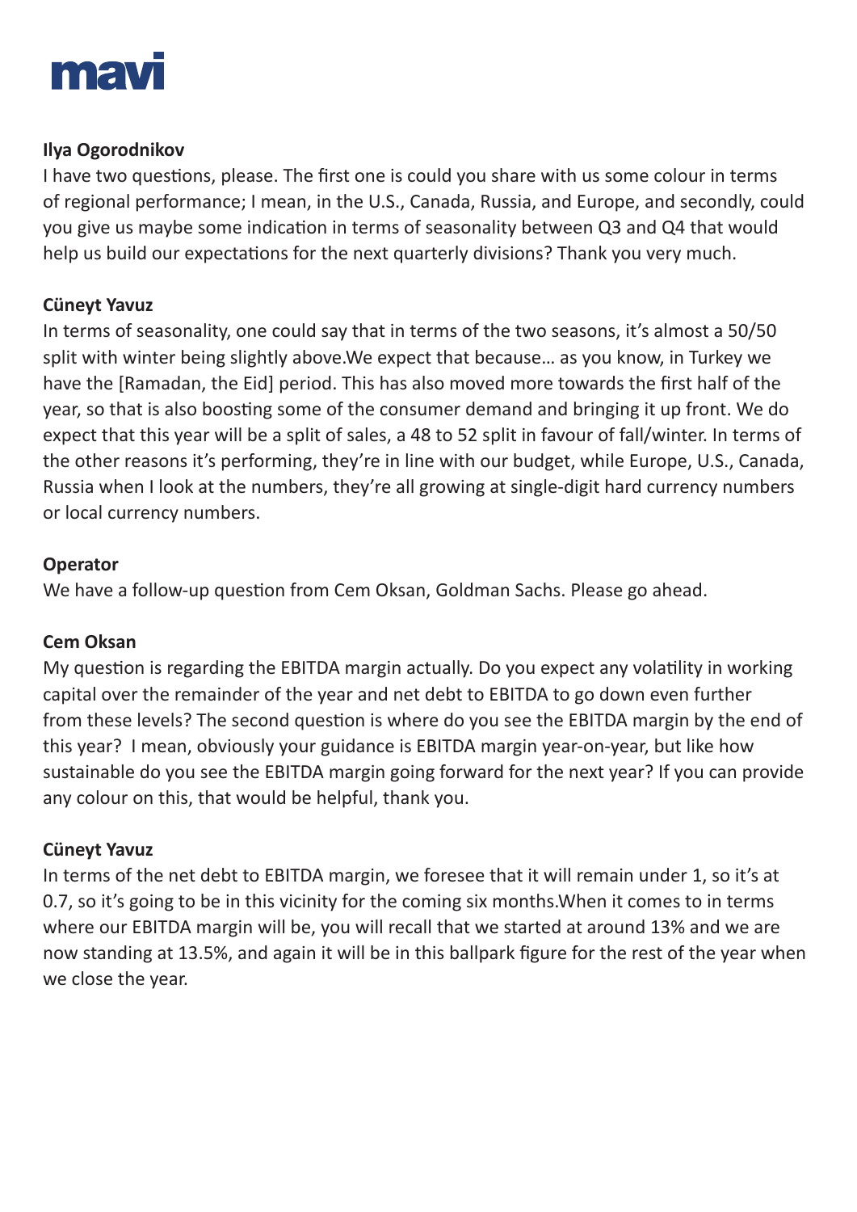**Ilya Ogorodnikov**

I have two questions, please. The first one is could you share with us some colour in terms of regional performance; I mean, in the U.S., Canada, Russia, and Europe, and secondly, could you give us maybe some indication in terms of seasonality between Q3 and Q4 that would help us build our expectations for the next quarterly divisions? Thank you very much.

**Cüneyt Yavuz**

In terms of seasonality, one could say that in terms of the two seasons, it's almost a 50/50 split with winter being slightly above.We expect that because… as you know, in Turkey we have the [Ramadan, the Eid] period. This has also moved more towards the first half of the year, so that is also boosting some of the consumer demand and bringing it up front. We do expect that this year will be a split of sales, a 48 to 52 split in favour of fall/winter. In terms of the other reasons it's performing, they're in line with our budget, while Europe, U.S., Canada, Russia when I look at the numbers, they're all growing at single-digit hard currency numbers or local currency numbers.

**Operator**

We have a follow-up question from Cem Oksan, Goldman Sachs. Please go ahead.

**Cem Oksan**

My question is regarding the EBITDA margin actually. Do you expect any volatility in working capital over the remainder of the year and net debt to EBITDA to go down even further from these levels? The second question is where do you see the EBITDA margin by the end of this year? I mean, obviously your guidance is EBITDA margin year-on-year, but like how sustainable do you see the EBITDA margin going forward for the next year? If you can provide any colour on this, that would be helpful, thank you.

**Cüneyt Yavuz**

In terms of the net debt to EBITDA margin, we foresee that it will remain under 1, so it's at 0.7, so it's going to be in this vicinity for the coming six months.When it comes to in terms where our EBITDA margin will be, you will recall that we started at around 13% and we are now standing at 13.5%, and again it will be in this ballpark figure for the rest of the year when we close the year.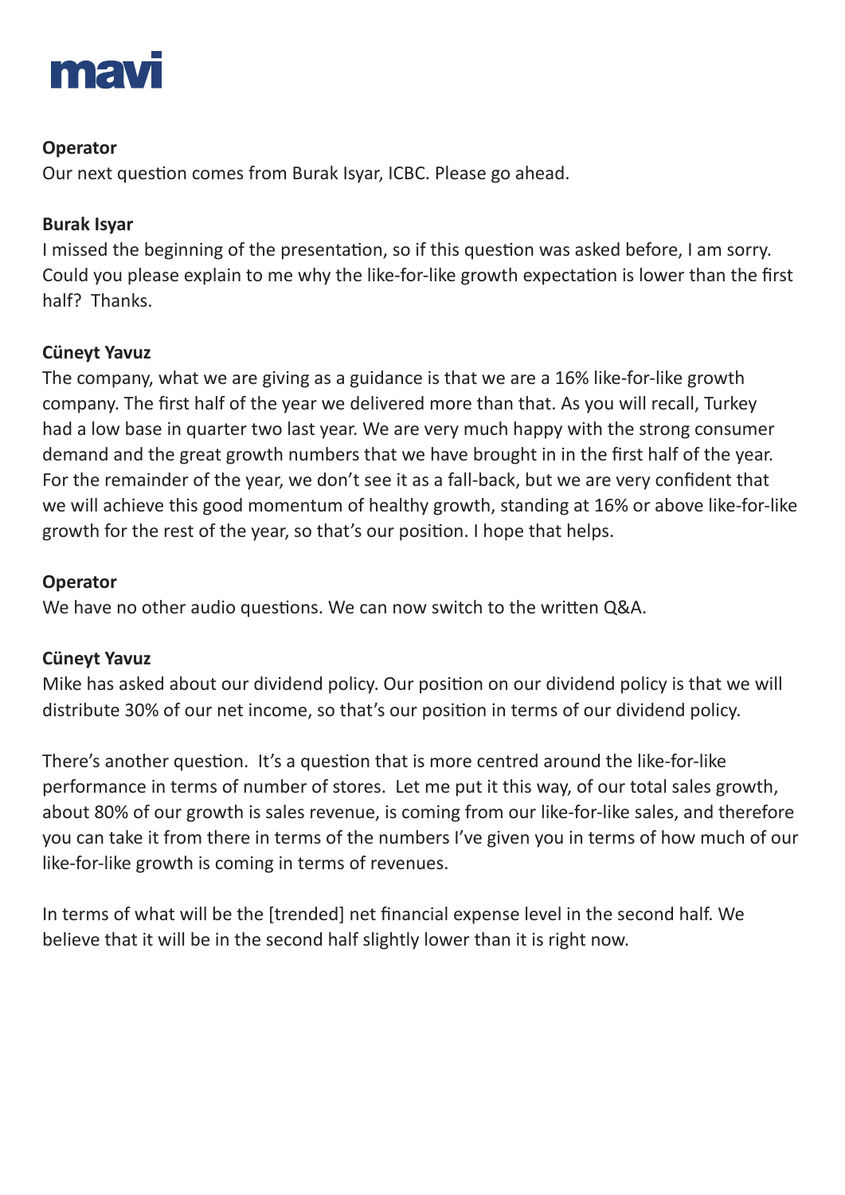**Operator**
Our next question comes from Burak Isyar, ICBC. Please go ahead.

**Burak Isyar**
I missed the beginning of the presentation, so if this question was asked before, I am sorry. Could you please explain to me why the like-for-like growth expectation is lower than the first half? Thanks.

**Cüneyt Yavuz**
The company, what we are giving as a guidance is that we are a 16% like-for-like growth company. The first half of the year we delivered more than that. As you will recall, Turkey had a low base in quarter two last year. We are very much happy with the strong consumer demand and the great growth numbers that we have brought in in the first half of the year. For the remainder of the year, we don't see it as a fall-back, but we are very confident that we will achieve this good momentum of healthy growth, standing at 16% or above like-for-like growth for the rest of the year, so that's our position. I hope that helps.

**Operator**
We have no other audio questions. We can now switch to the written Q&A.

**Cüneyt Yavuz**
Mike has asked about our dividend policy. Our position on our dividend policy is that we will distribute 30% of our net income, so that's our position in terms of our dividend policy.

There's another question. It's a question that is more centred around the like-for-like performance in terms of number of stores. Let me put it this way, of our total sales growth, about 80% of our growth is sales revenue, is coming from our like-for-like sales, and therefore you can take it from there in terms of the numbers I've given you in terms of how much of our like-for-like growth is coming in terms of revenues.

In terms of what will be the [trended] net financial expense level in the second half. We believe that it will be in the second half slightly lower than it is right now.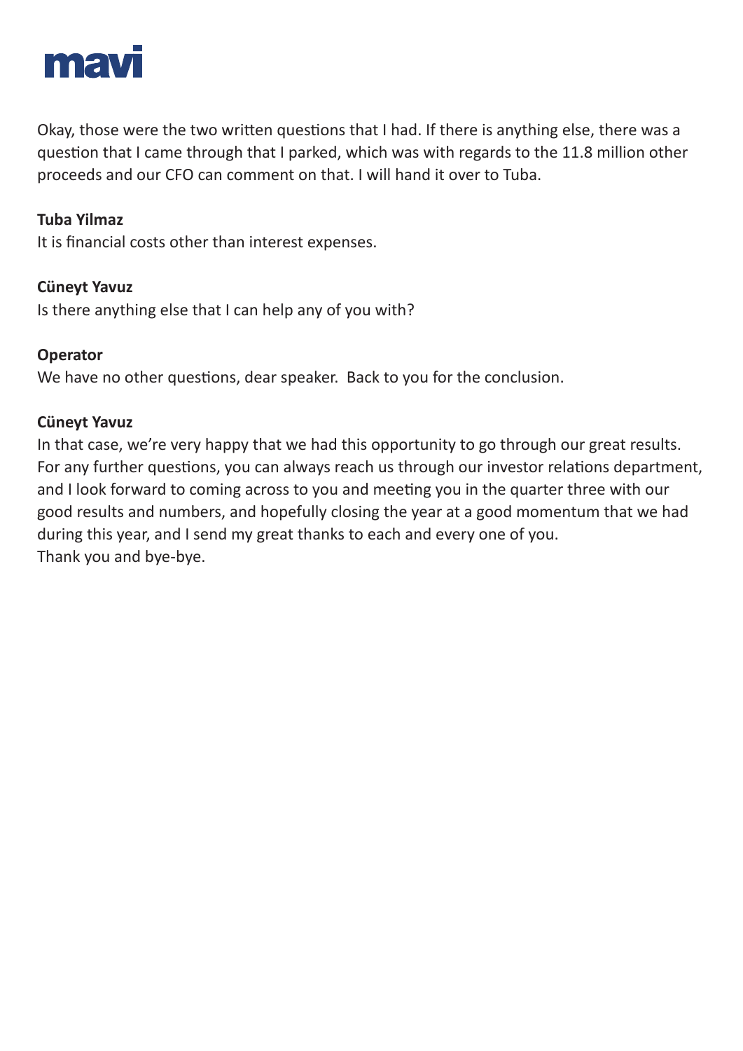Okay, those were the two written questions that I had. If there is anything else, there was a question that I came through that I parked, which was with regards to the 11.8 million other proceeds and our CFO can comment on that. I will hand it over to Tuba.

**Tuba Yilmaz**
It is financial costs other than interest expenses.

**Cüneyt Yavuz**
Is there anything else that I can help any of you with?

**Operator**
We have no other questions, dear speaker. Back to you for the conclusion.

**Cüneyt Yavuz**
In that case, we're very happy that we had this opportunity to go through our great results. For any further questions, you can always reach us through our investor relations department, and I look forward to coming across to you and meeting you in the quarter three with our good results and numbers, and hopefully closing the year at a good momentum that we had during this year, and I send my great thanks to each and every one of you.
Thank you and bye-bye.